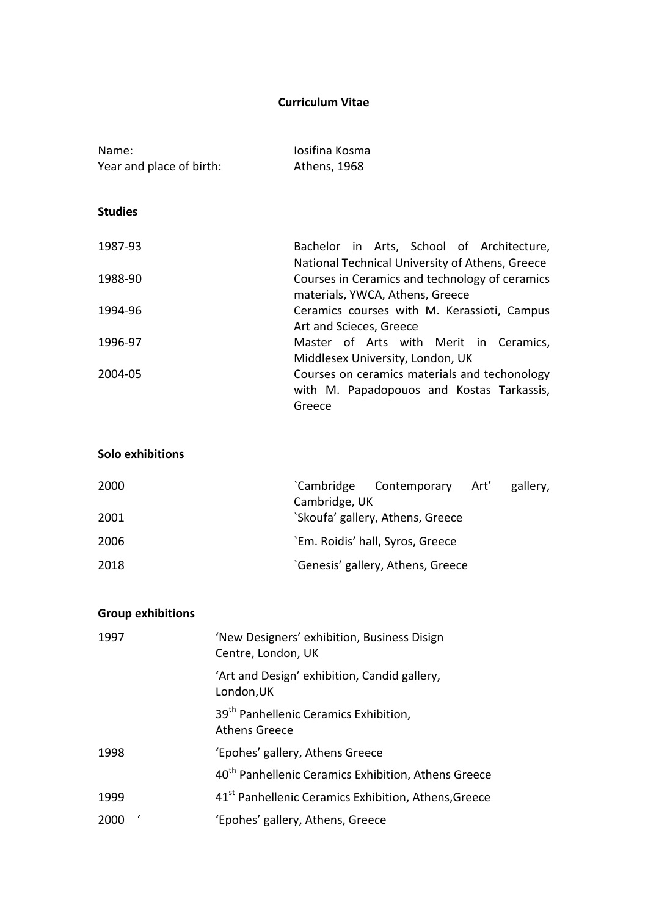**Curriculum Vitae**

| | |
|---|---|
| Name: | Iosifina Kosma |
| Year and place of birth: | Athens, 1968 |

**Studies**

| | |
|---|---|
| 1987-93 | Bachelor in Arts, School of Architecture, National Technical University of Athens, Greece |
| 1988-90 | Courses in Ceramics and technology of ceramics materials, YWCA, Athens, Greece |
| 1994-96 | Ceramics courses with M. Kerassioti, Campus Art and Scieces, Greece |
| 1996-97 | Master of Arts with Merit in Ceramics, Middlesex University, London, UK |
| 2004-05 | Courses on ceramics materials and techonology with M. Papadopouos and Kostas Tarkassis, Greece |

**Solo exhibitions**

| | |
|---|---|
| 2000 | `Cambridge Contemporary Art' gallery, Cambridge, UK |
| 2001 | `Skoufa' gallery, Athens, Greece |
| 2006 | `Em. Roidis' hall, Syros, Greece |
| 2018 | `Genesis' gallery, Athens, Greece |

**Group exhibitions**

| | |
|---|---|
| 1997 | 'New Designers' exhibition, Business Disign Centre, London, UK |
| | 'Art and Design' exhibition, Candid gallery, London,UK |
| | 39th Panhellenic Ceramics Exhibition, Athens Greece |
| 1998 | 'Epohes' gallery, Athens Greece |
| | 40th Panhellenic Ceramics Exhibition, Athens Greece |
| 1999 | 41st Panhellenic Ceramics Exhibition, Athens,Greece |
| 2000 ' | 'Epohes' gallery, Athens, Greece |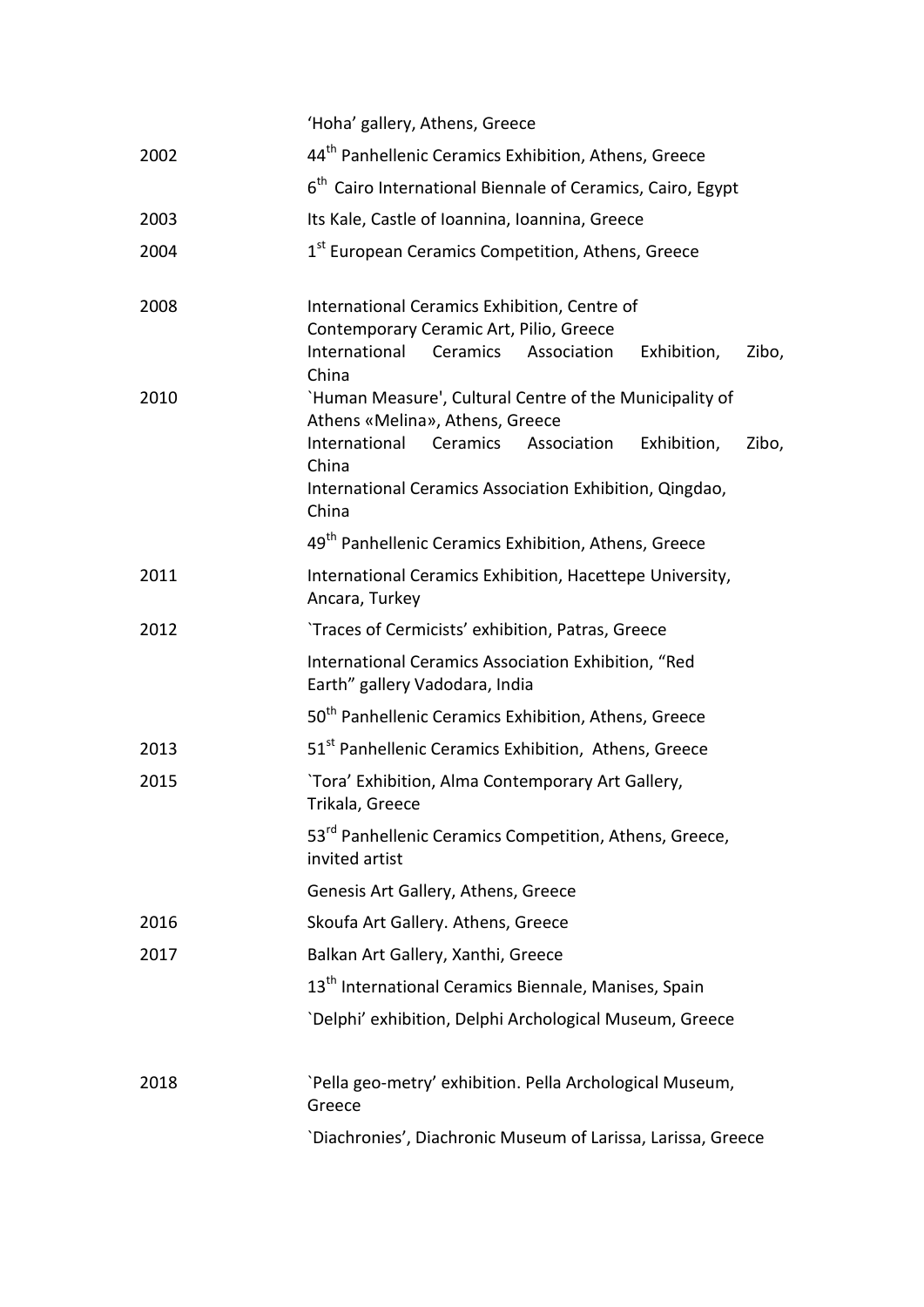| | |
|---|---|
| | 'Hoha' gallery, Athens, Greece |
| 2002 | 44th Panhellenic Ceramics Exhibition, Athens, Greece |
| | 6th Cairo International Biennale of Ceramics, Cairo, Egypt |
| 2003 | Its Kale, Castle of Ioannina, Ioannina, Greece |
| 2004 | 1st European Ceramics Competition, Athens, Greece |
| 2008 | International Ceramics Exhibition, Centre of Contemporary Ceramic Art, Pilio, Greece |
| | International Ceramics Association Exhibition, Zibo, China |
| 2010 | `Human Measure', Cultural Centre of the Municipality of Athens «Melina», Athens, Greece |
| | International Ceramics Association Exhibition, Zibo, China |
| | International Ceramics Association Exhibition, Qingdao, China |
| | 49th Panhellenic Ceramics Exhibition, Athens, Greece |
| 2011 | International Ceramics Exhibition, Hacettepe University, Ancara, Turkey |
| 2012 | `Traces of Cermicists' exhibition, Patras, Greece |
| | International Ceramics Association Exhibition, "Red Earth" gallery Vadodara, India |
| | 50th Panhellenic Ceramics Exhibition, Athens, Greece |
| 2013 | 51st Panhellenic Ceramics Exhibition, Athens, Greece |
| 2015 | `Tora' Exhibition, Alma Contemporary Art Gallery, Trikala, Greece |
| | 53rd Panhellenic Ceramics Competition, Athens, Greece, invited artist |
| | Genesis Art Gallery, Athens, Greece |
| 2016 | Skoufa Art Gallery. Athens, Greece |
| 2017 | Balkan Art Gallery, Xanthi, Greece |
| | 13th International Ceramics Biennale, Manises, Spain |
| | `Delphi' exhibition, Delphi Archological Museum, Greece |
| 2018 | `Pella geo-metry' exhibition. Pella Archological Museum, Greece |
| | `Diachronies', Diachronic Museum of Larissa, Larissa, Greece |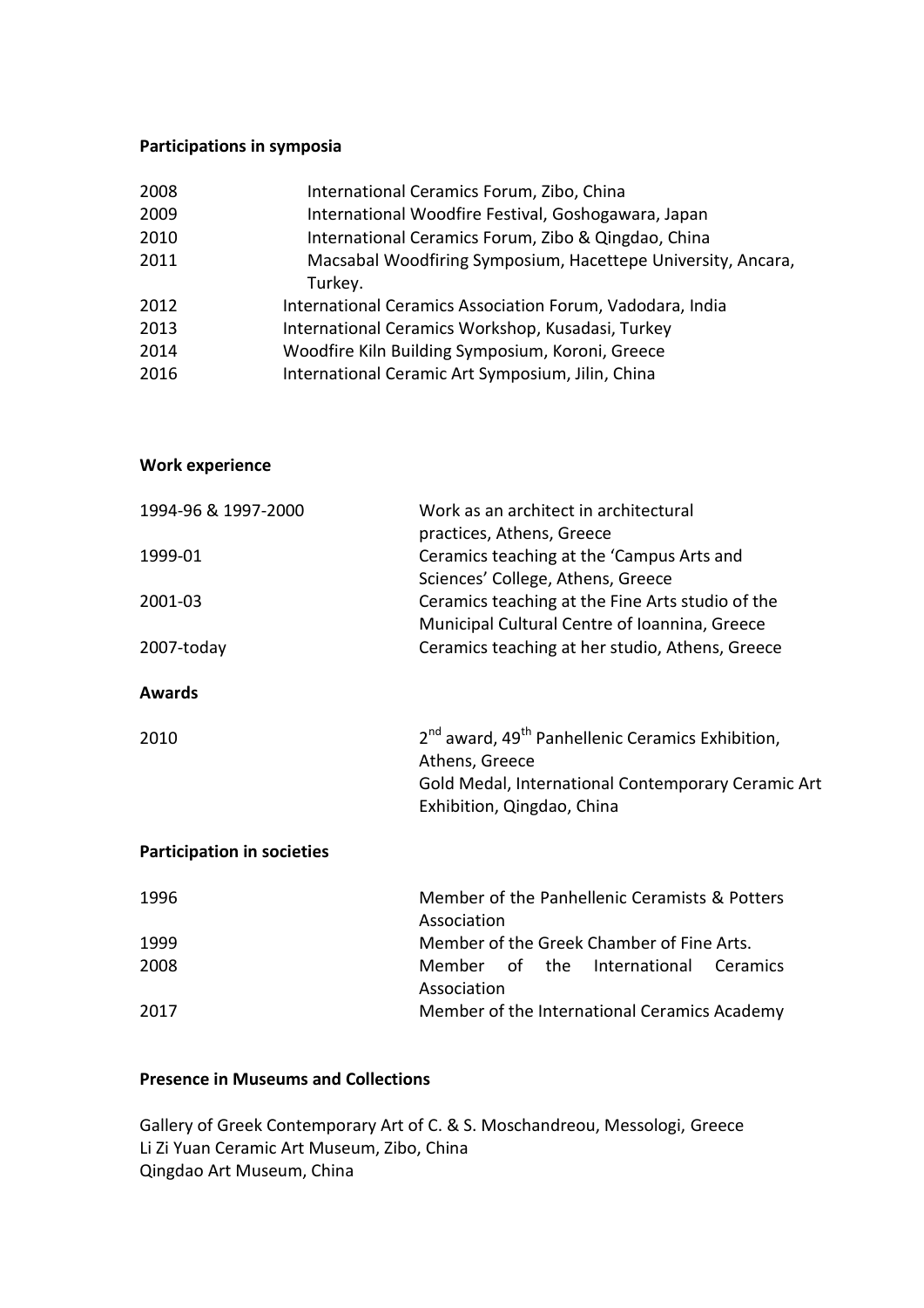**Participations in symposia**

| | |
|---|---|
| 2008 | International Ceramics Forum, Zibo, China |
| 2009 | International Woodfire Festival, Goshogawara, Japan |
| 2010 | International Ceramics Forum, Zibo & Qingdao, China |
| 2011 | Macsabal Woodfiring Symposium, Hacettepe University, Ancara, Turkey. |
| 2012 | International Ceramics Association Forum, Vadodara, India |
| 2013 | International Ceramics Workshop, Kusadasi, Turkey |
| 2014 | Woodfire Kiln Building Symposium, Koroni, Greece |
| 2016 | International Ceramic Art Symposium, Jilin, China |

**Work experience**

| | |
|---|---|
| 1994-96 & 1997-2000 | Work as an architect in architectural practices, Athens, Greece |
| 1999-01 | Ceramics teaching at the 'Campus Arts and Sciences' College, Athens, Greece |
| 2001-03 | Ceramics teaching at the Fine Arts studio of the Municipal Cultural Centre of Ioannina, Greece |
| 2007-today | Ceramics teaching at her studio, Athens, Greece |

**Awards**

| | |
|---|---|
| 2010 | 2nd award, 49th Panhellenic Ceramics Exhibition, Athens, Greece<br>Gold Medal, International Contemporary Ceramic Art Exhibition, Qingdao, China |

**Participation in societies**

| | |
|---|---|
| 1996 | Member of the Panhellenic Ceramists & Potters Association |
| 1999 | Member of the Greek Chamber of Fine Arts. |
| 2008 | Member of the International Ceramics Association |
| 2017 | Member of the International Ceramics Academy |

**Presence in Museums and Collections**

Gallery of Greek Contemporary Art of C. & S. Moschandreou, Messologi, Greece
Li Zi Yuan Ceramic Art Museum, Zibo, China
Qingdao Art Museum, China